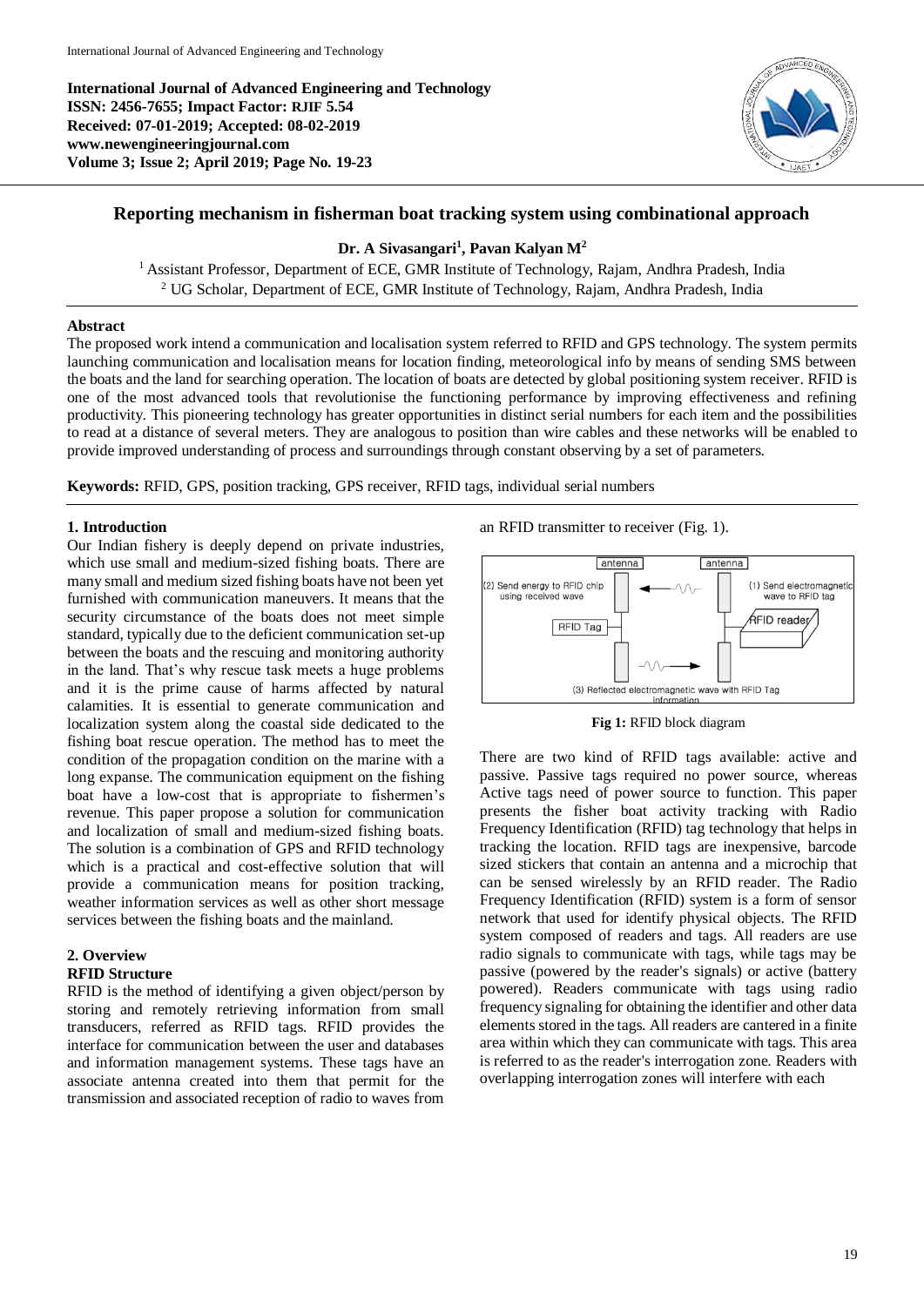**International Journal of Advanced Engineering and Technology**
**ISSN: 2456-7655; Impact Factor: RJIF 5.54**
**Received: 07-01-2019; Accepted: 08-02-2019**
**www.newengineeringjournal.com**
**Volume 3; Issue 2; April 2019; Page No. 19-23**

# Reporting mechanism in fisherman boat tracking system using combinational approach

**Dr. A Sivasangari[1], Pavan Kalyan M[2]**

[1] Assistant Professor, Department of ECE, GMR Institute of Technology, Rajam, Andhra Pradesh, India
[2] UG Scholar, Department of ECE, GMR Institute of Technology, Rajam, Andhra Pradesh, India

**Abstract**

The proposed work intend a communication and localisation system referred to RFID and GPS technology. The system permits launching communication and localisation means for location finding, meteorological info by means of sending SMS between the boats and the land for searching operation. The location of boats are detected by global positioning system receiver. RFID is one of the most advanced tools that revolutionise the functioning performance by improving effectiveness and refining productivity. This pioneering technology has greater opportunities in distinct serial numbers for each item and the possibilities to read at a distance of several meters. They are analogous to position than wire cables and these networks will be enabled to provide improved understanding of process and surroundings through constant observing by a set of parameters.

**Keywords:** RFID, GPS, position tracking, GPS receiver, RFID tags, individual serial numbers

## 1. Introduction

Our Indian fishery is deeply depend on private industries, which use small and medium-sized fishing boats. There are many small and medium sized fishing boats have not been yet furnished with communication maneuvers. It means that the security circumstance of the boats does not meet simple standard, typically due to the deficient communication set-up between the boats and the rescuing and monitoring authority in the land. That's why rescue task meets a huge problems and it is the prime cause of harms affected by natural calamities. It is essential to generate communication and localization system along the coastal side dedicated to the fishing boat rescue operation. The method has to meet the condition of the propagation condition on the marine with a long expanse. The communication equipment on the fishing boat have a low-cost that is appropriate to fishermen's revenue. This paper propose a solution for communication and localization of small and medium-sized fishing boats. The solution is a combination of GPS and RFID technology which is a practical and cost-effective solution that will provide a communication means for position tracking, weather information services as well as other short message services between the fishing boats and the mainland.

## 2. Overview

### RFID Structure

RFID is the method of identifying a given object/person by storing and remotely retrieving information from small transducers, referred as RFID tags. RFID provides the interface for communication between the user and databases and information management systems. These tags have an associate antenna created into them that permit for the transmission and associated reception of radio to waves from an RFID transmitter to receiver (Fig. 1).

antenna | antenna
(2) Send energy to RFID chip using received wave | (1) Send electromagnetic wave to RFID tag
RFID Tag | RFID reader
(3) Reflected electromagnetic wave with RFID Tag information

**Fig 1:** RFID block diagram

There are two kind of RFID tags available: active and passive. Passive tags required no power source, whereas Active tags need of power source to function. This paper presents the fisher boat activity tracking with Radio Frequency Identification (RFID) tag technology that helps in tracking the location. RFID tags are inexpensive, barcode sized stickers that contain an antenna and a microchip that can be sensed wirelessly by an RFID reader. The Radio Frequency Identification (RFID) system is a form of sensor network that used for identify physical objects. The RFID system composed of readers and tags. All readers are use radio signals to communicate with tags, while tags may be passive (powered by the reader's signals) or active (battery powered). Readers communicate with tags using radio frequency signaling for obtaining the identifier and other data elements stored in the tags. All readers are cantered in a finite area within which they can communicate with tags. This area is referred to as the reader's interrogation zone. Readers with overlapping interrogation zones will interfere with each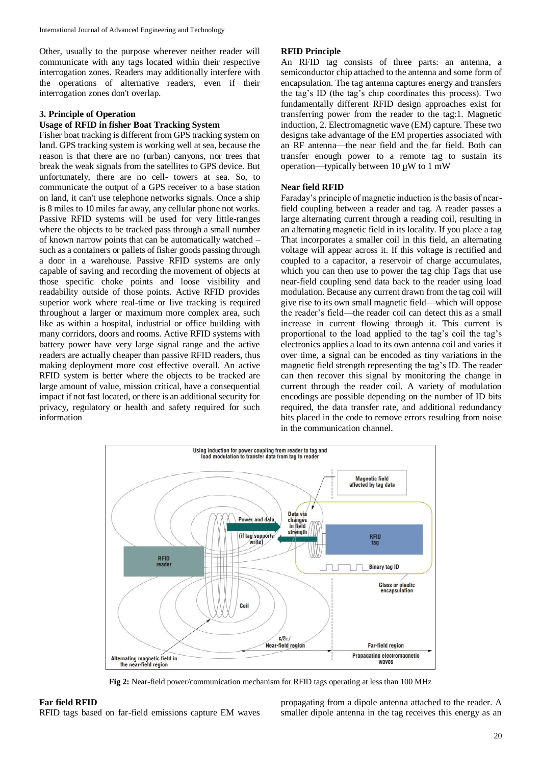Other, usually to the purpose wherever neither reader will communicate with any tags located within their respective interrogation zones. Readers may additionally interfere with the operations of alternative readers, even if their interrogation zones don't overlap.

## 3. Principle of Operation

### Usage of RFID in fisher Boat Tracking System

Fisher boat tracking is different from GPS tracking system on land. GPS tracking system is working well at sea, because the reason is that there are no (urban) canyons, nor trees that break the weak signals from the satellites to GPS device. But unfortunately, there are no cell- towers at sea. So, to communicate the output of a GPS receiver to a base station on land, it can't use telephone networks signals. Once a ship is 8 miles to 10 miles far away, any cellular phone not works. Passive RFID systems will be used for very little-ranges where the objects to be tracked pass through a small number of known narrow points that can be automatically watched – such as a containers or pallets of fisher goods passing through a door in a warehouse. Passive RFID systems are only capable of saving and recording the movement of objects at those specific choke points and loose visibility and readability outside of those points. Active RFID provides superior work where real-time or live tracking is required throughout a larger or maximum more complex area, such like as within a hospital, industrial or office building with many corridors, doors and rooms. Active RFID systems with battery power have very large signal range and the active readers are actually cheaper than passive RFID readers, thus making deployment more cost effective overall. An active RFID system is better where the objects to be tracked are large amount of value, mission critical, have a consequential impact if not fast located, or there is an additional security for privacy, regulatory or health and safety required for such information

### RFID Principle

An RFID tag consists of three parts: an antenna, a semiconductor chip attached to the antenna and some form of encapsulation. The tag antenna captures energy and transfers the tag's ID (the tag's chip coordinates this process). Two fundamentally different RFID design approaches exist for transferring power from the reader to the tag:1. Magnetic induction, 2. Electromagnetic wave (EM) capture. These two designs take advantage of the EM properties associated with an RF antenna—the near field and the far field. Both can transfer enough power to a remote tag to sustain its operation—typically between 10 µW to 1 mW

### Near field RFID

Faraday's principle of magnetic induction is the basis of near-field coupling between a reader and tag. A reader passes a large alternating current through a reading coil, resulting in an alternating magnetic field in its locality. If you place a tag That incorporates a smaller coil in this field, an alternating voltage will appear across it. If this voltage is rectified and coupled to a capacitor, a reservoir of charge accumulates, which you can then use to power the tag chip Tags that use near-field coupling send data back to the reader using load modulation. Because any current drawn from the tag coil will give rise to its own small magnetic field—which will oppose the reader's field—the reader coil can detect this as a small increase in current flowing through it. This current is proportional to the load applied to the tag's coil the tag's electronics applies a load to its own antenna coil and varies it over time, a signal can be encoded as tiny variations in the magnetic field strength representing the tag's ID. The reader can then recover this signal by monitoring the change in current through the reader coil. A variety of modulation encodings are possible depending on the number of ID bits required, the data transfer rate, and additional redundancy bits placed in the code to remove errors resulting from noise in the communication channel.

**Fig 2:** Near-field power/communication mechanism for RFID tags operating at less than 100 MHz

### Far field RFID

RFID tags based on far-field emissions capture EM waves propagating from a dipole antenna attached to the reader. A smaller dipole antenna in the tag receives this energy as an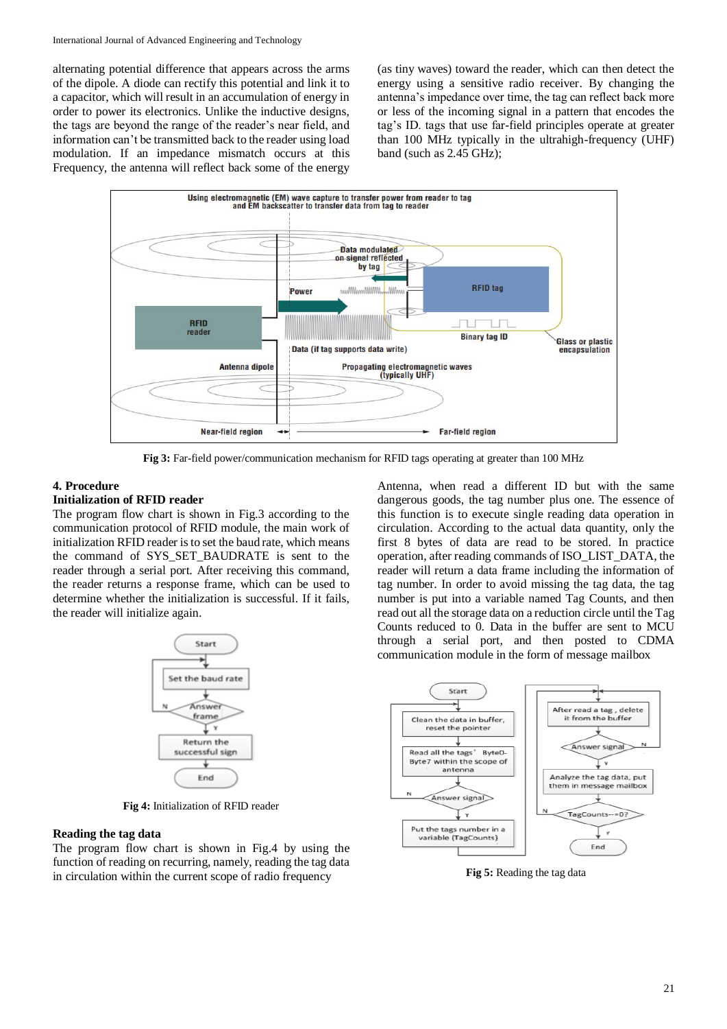alternating potential difference that appears across the arms of the dipole. A diode can rectify this potential and link it to a capacitor, which will result in an accumulation of energy in order to power its electronics. Unlike the inductive designs, the tags are beyond the range of the reader's near field, and information can't be transmitted back to the reader using load modulation. If an impedance mismatch occurs at this Frequency, the antenna will reflect back some of the energy (as tiny waves) toward the reader, which can then detect the energy using a sensitive radio receiver. By changing the antenna's impedance over time, the tag can reflect back more or less of the incoming signal in a pattern that encodes the tag's ID. tags that use far-field principles operate at greater than 100 MHz typically in the ultrahigh-frequency (UHF) band (such as 2.45 GHz);

**Fig 3:** Far-field power/communication mechanism for RFID tags operating at greater than 100 MHz

## 4. Procedure

### Initialization of RFID reader

The program flow chart is shown in Fig.3 according to the communication protocol of RFID module, the main work of initialization RFID reader is to set the baud rate, which means the command of SYS_SET_BAUDRATE is sent to the reader through a serial port. After receiving this command, the reader returns a response frame, which can be used to determine whether the initialization is successful. If it fails, the reader will initialize again.

**Fig 4:** Initialization of RFID reader

### Reading the tag data

The program flow chart is shown in Fig.4 by using the function of reading on recurring, namely, reading the tag data in circulation within the current scope of radio frequency Antenna, when read a different ID but with the same dangerous goods, the tag number plus one. The essence of this function is to execute single reading data operation in circulation. According to the actual data quantity, only the first 8 bytes of data are read to be stored. In practice operation, after reading commands of ISO_LIST_DATA, the reader will return a data frame including the information of tag number. In order to avoid missing the tag data, the tag number is put into a variable named Tag Counts, and then read out all the storage data on a reduction circle until the Tag Counts reduced to 0. Data in the buffer are sent to MCU through a serial port, and then posted to CDMA communication module in the form of message mailbox

**Fig 5:** Reading the tag data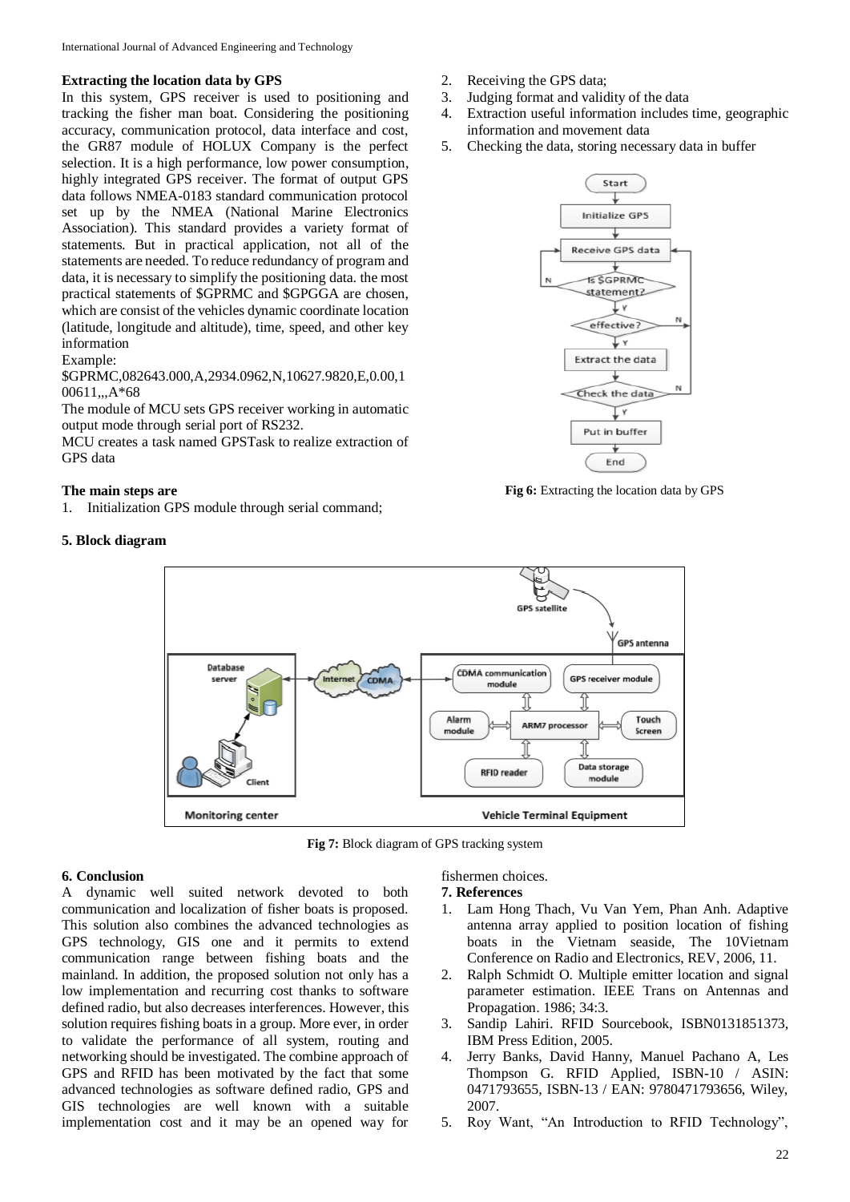#### Extracting the location data by GPS

In this system, GPS receiver is used to positioning and tracking the fisher man boat. Considering the positioning accuracy, communication protocol, data interface and cost, the GR87 module of HOLUX Company is the perfect selection. It is a high performance, low power consumption, highly integrated GPS receiver. The format of output GPS data follows NMEA-0183 standard communication protocol set up by the NMEA (National Marine Electronics Association). This standard provides a variety format of statements. But in practical application, not all of the statements are needed. To reduce redundancy of program and data, it is necessary to simplify the positioning data. the most practical statements of $GPRMC and $GPGGA are chosen, which are consist of the vehicles dynamic coordinate location (latitude, longitude and altitude), time, speed, and other key information

Example:

$GPRMC,082643.000,A,2934.0962,N,10627.9820,E,0.00,100611,,,A*68

The module of MCU sets GPS receiver working in automatic output mode through serial port of RS232.

MCU creates a task named GPSTask to realize extraction of GPS data

#### The main steps are

1. Initialization GPS module through serial command;
2. Receiving the GPS data;
3. Judging format and validity of the data
4. Extraction useful information includes time, geographic information and movement data
5. Checking the data, storing necessary data in buffer

**Fig 6:** Extracting the location data by GPS

### 5. Block diagram

**Fig 7:** Block diagram of GPS tracking system

### 6. Conclusion

A dynamic well suited network devoted to both communication and localization of fisher boats is proposed. This solution also combines the advanced technologies as GPS technology, GIS one and it permits to extend communication range between fishing boats and the mainland. In addition, the proposed solution not only has a low implementation and recurring cost thanks to software defined radio, but also decreases interferences. However, this solution requires fishing boats in a group. More ever, in order to validate the performance of all system, routing and networking should be investigated. The combine approach of GPS and RFID has been motivated by the fact that some advanced technologies as software defined radio, GPS and GIS technologies are well known with a suitable implementation cost and it may be an opened way for fishermen choices.

### 7. References

1. Lam Hong Thach, Vu Van Yem, Phan Anh. Adaptive antenna array applied to position location of fishing boats in the Vietnam seaside, The 10Vietnam Conference on Radio and Electronics, REV, 2006, 11.
2. Ralph Schmidt O. Multiple emitter location and signal parameter estimation. IEEE Trans on Antennas and Propagation. 1986; 34:3.
3. Sandip Lahiri. RFID Sourcebook, ISBN0131851373, IBM Press Edition, 2005.
4. Jerry Banks, David Hanny, Manuel Pachano A, Les Thompson G. RFID Applied, ISBN-10 / ASIN: 0471793655, ISBN-13 / EAN: 9780471793656, Wiley, 2007.
5. Roy Want, "An Introduction to RFID Technology",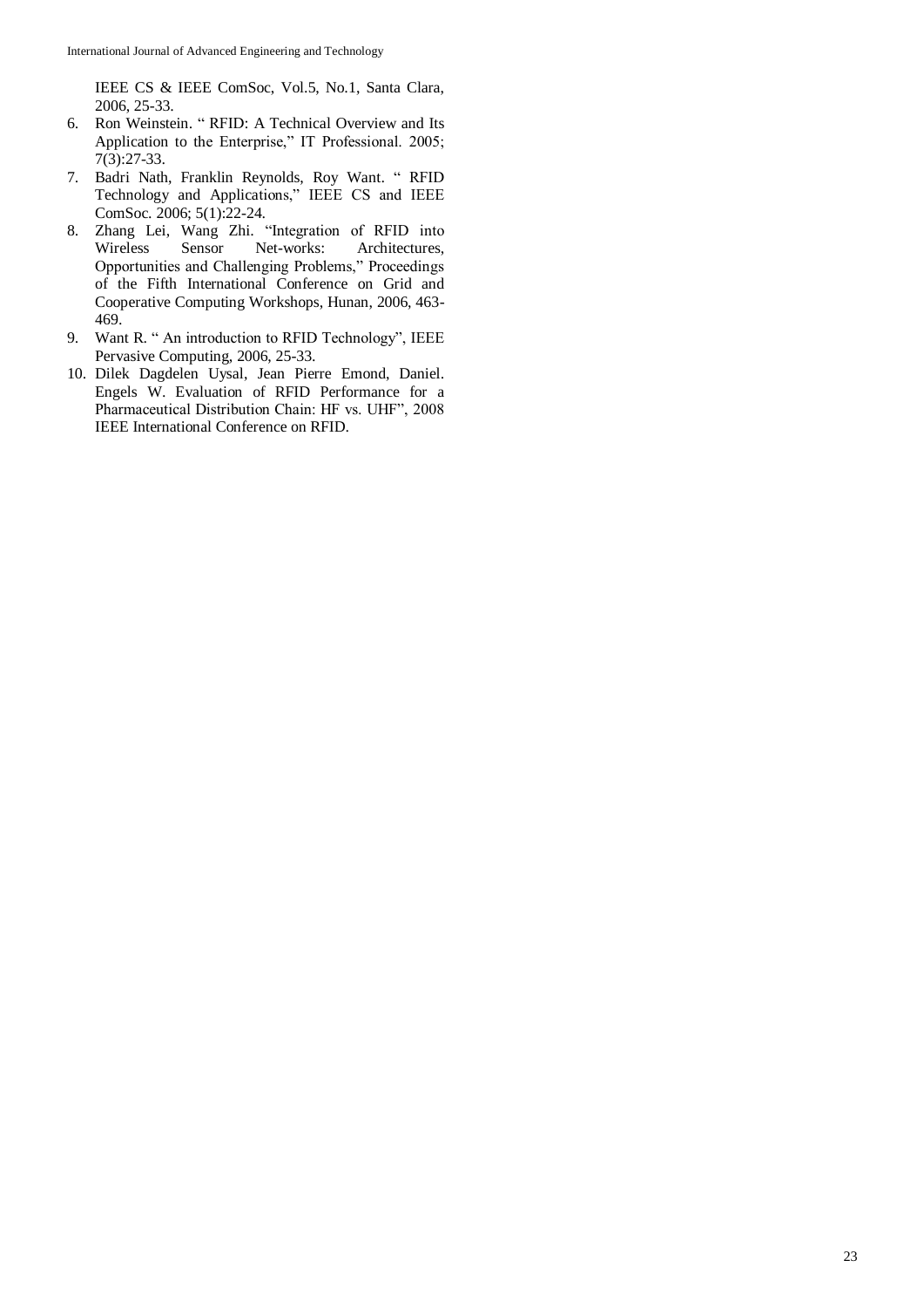IEEE CS & IEEE ComSoc, Vol.5, No.1, Santa Clara, 2006, 25-33.

6. Ron Weinstein. " RFID: A Technical Overview and Its Application to the Enterprise," IT Professional. 2005; 7(3):27-33.
7. Badri Nath, Franklin Reynolds, Roy Want. " RFID Technology and Applications," IEEE CS and IEEE ComSoc. 2006; 5(1):22-24.
8. Zhang Lei, Wang Zhi. "Integration of RFID into Wireless Sensor Net-works: Architectures, Opportunities and Challenging Problems," Proceedings of the Fifth International Conference on Grid and Cooperative Computing Workshops, Hunan, 2006, 463-469.
9. Want R. " An introduction to RFID Technology", IEEE Pervasive Computing, 2006, 25-33.
10. Dilek Dagdelen Uysal, Jean Pierre Emond, Daniel. Engels W. Evaluation of RFID Performance for a Pharmaceutical Distribution Chain: HF vs. UHF", 2008 IEEE International Conference on RFID.